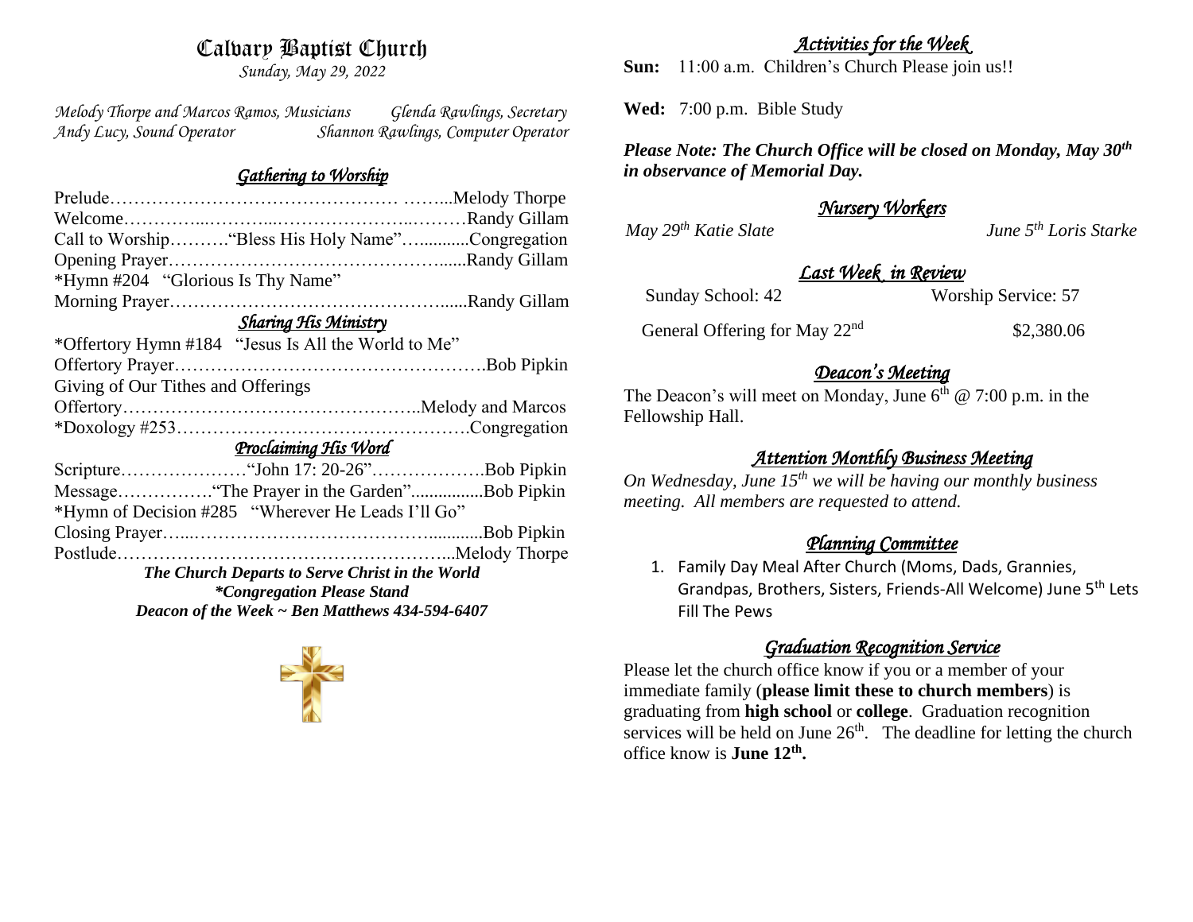# Calvary Baptist Church

*Sunday, May 29, 2022*

*Melody Thorpe and Marcos Ramos, Musicians* — *Glenda Rawlings, Secretary*
*Andy Lucy, Sound Operator* — *Shannon Rawlings, Computer Operator*

## *Gathering to Worship*

Prelude………………………………………… ……...Melody Thorpe
Welcome…………...………...…………………...………Randy Gillam
Call to Worship………"Bless His Holy Name"…...........Congregation
Opening Prayer…………………………………….......Randy Gillam
*Hymn #204 "Glorious Is Thy Name"
Morning Prayer……………………………………….......Randy Gillam

## *Sharing His Ministry*

*Offertory Hymn #184 "Jesus Is All the World to Me"
Offertory Prayer…………………………………………….Bob Pipkin
Giving of Our Tithes and Offerings
Offertory…………………………………………..Melody and Marcos
*Doxology #253………………………………………….Congregation

## *Proclaiming His Word*

Scripture…………………"John 17: 20-26"……………….Bob Pipkin
Message……………."The Prayer in the Garden"................Bob Pipkin
*Hymn of Decision #285 "Wherever He Leads I'll Go"
Closing Prayer…...………………………………............Bob Pipkin
Postlude………………………………………………...Melody Thorpe

***The Church Departs to Serve Christ in the World***
***\*Congregation Please Stand***
***Deacon of the Week ~ Ben Matthews 434-594-6407***

## *Activities for the Week*

**Sun:** 11:00 a.m. Children's Church Please join us!!

**Wed:** 7:00 p.m. Bible Study

***Please Note: The Church Office will be closed on Monday, May 30th in observance of Memorial Day.***

## *Nursery Workers*

*May 29th Katie Slate* — *June 5th Loris Starke*

## *Last Week in Review*

Sunday School: 42 — Worship Service: 57

General Offering for May 22nd — $2,380.06

## *Deacon's Meeting*

The Deacon's will meet on Monday, June 6th @ 7:00 p.m. in the Fellowship Hall.

## *Attention Monthly Business Meeting*

*On Wednesday, June 15th we will be having our monthly business meeting. All members are requested to attend.*

## *Planning Committee*

1. Family Day Meal After Church (Moms, Dads, Grannies, Grandpas, Brothers, Sisters, Friends-All Welcome) June 5th Lets Fill The Pews

## *Graduation Recognition Service*

Please let the church office know if you or a member of your immediate family (**please limit these to church members**) is graduating from **high school** or **college**. Graduation recognition services will be held on June 26th. The deadline for letting the church office know is **June 12th.**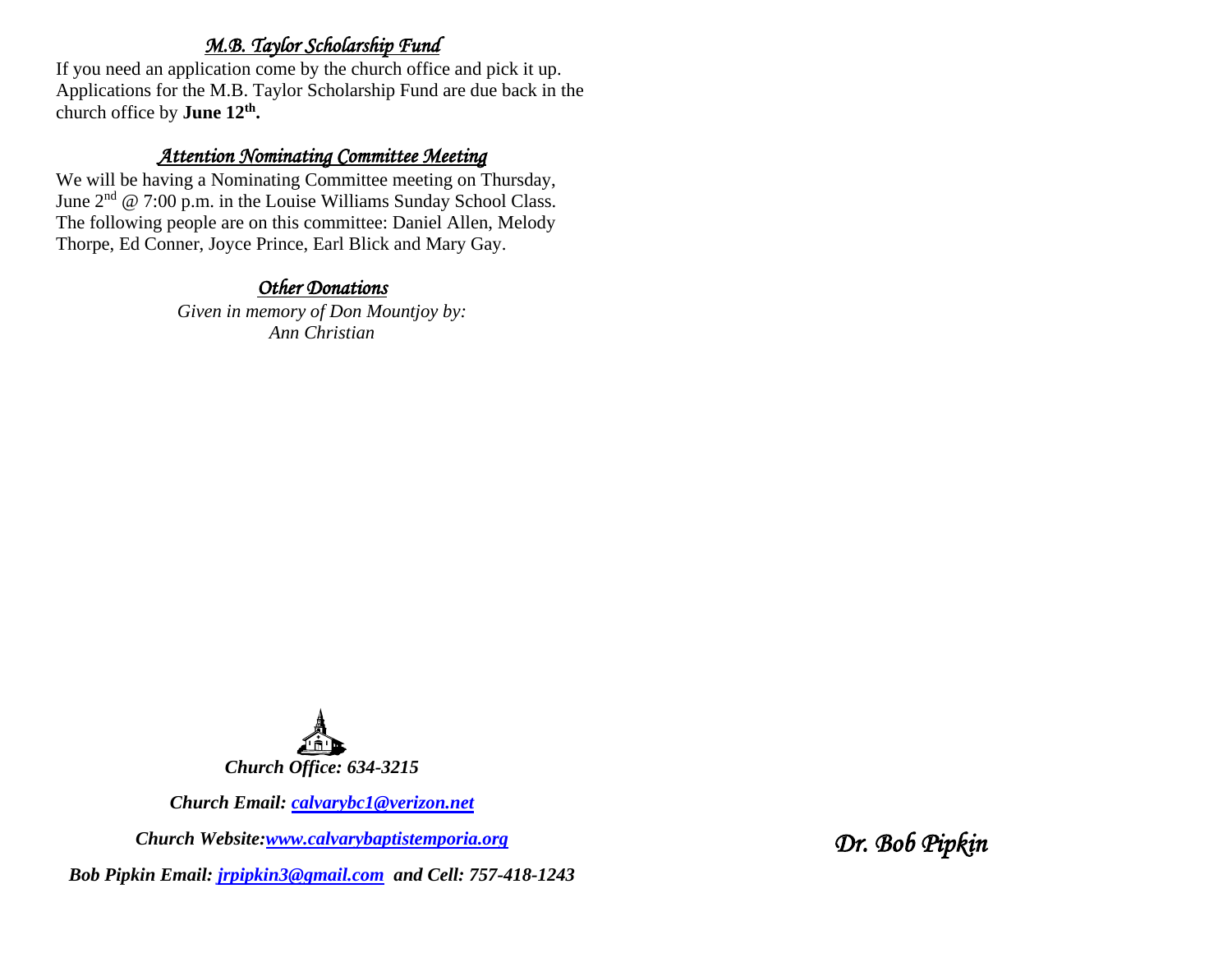### *M.B. Taylor Scholarship Fund*

If you need an application come by the church office and pick it up. Applications for the M.B. Taylor Scholarship Fund are due back in the church office by **June 12th.**

### *Attention Nominating Committee Meeting*

We will be having a Nominating Committee meeting on Thursday, June 2nd @ 7:00 p.m. in the Louise Williams Sunday School Class. The following people are on this committee: Daniel Allen, Melody Thorpe, Ed Conner, Joyce Prince, Earl Blick and Mary Gay.

### *Other Donations*

*Given in memory of Don Mountjoy by:*
*Ann Christian*

***Church Office: 634-3215***

***Church Email: [calvarybc1@verizon.net](mailto:calvarybc1@verizon.net)***

***Church Website:[www.calvarybaptistemporia.org](http://www.calvarybaptistemporia.org)***

***Bob Pipkin Email: [jrpipkin3@gmail.com](mailto:jrpipkin3@gmail.com) and Cell: 757-418-1243***

*Dr. Bob Pipkin*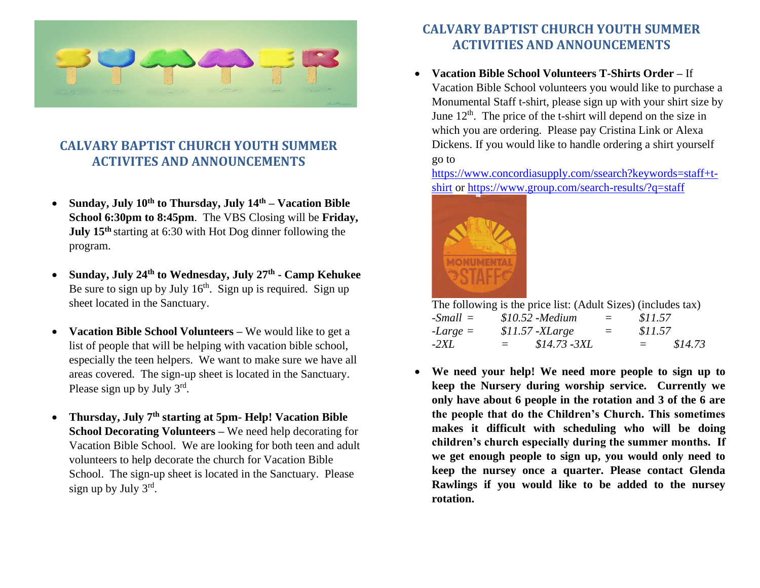## CALVARY BAPTIST CHURCH YOUTH SUMMER ACTIVITES AND ANNOUNCEMENTS

- **Sunday, July 10th to Thursday, July 14th – Vacation Bible School 6:30pm to 8:45pm**. The VBS Closing will be **Friday, July 15th** starting at 6:30 with Hot Dog dinner following the program.

- **Sunday, July 24th to Wednesday, July 27th - Camp Kehukee** Be sure to sign up by July 16th. Sign up is required. Sign up sheet located in the Sanctuary.

- **Vacation Bible School Volunteers –** We would like to get a list of people that will be helping with vacation bible school, especially the teen helpers. We want to make sure we have all areas covered. The sign-up sheet is located in the Sanctuary. Please sign up by July 3rd.

- **Thursday, July 7th starting at 5pm- Help! Vacation Bible School Decorating Volunteers –** We need help decorating for Vacation Bible School. We are looking for both teen and adult volunteers to help decorate the church for Vacation Bible School. The sign-up sheet is located in the Sanctuary. Please sign up by July 3rd.

## CALVARY BAPTIST CHURCH YOUTH SUMMER ACTIVITIES AND ANNOUNCEMENTS

- **Vacation Bible School Volunteers T-Shirts Order –** If Vacation Bible School volunteers you would like to purchase a Monumental Staff t-shirt, please sign up with your shirt size by June 12th. The price of the t-shirt will depend on the size in which you are ordering. Please pay Cristina Link or Alexa Dickens. If you would like to handle ordering a shirt yourself go to https://www.concordiasupply.com/ssearch?keywords=staff+t-shirt or https://www.group.com/search-results/?q=staff

  The following is the price list: (Adult Sizes) (includes tax)

  | | | | |
  |---|---|---|---|
  | *-Small =* | *$10.52* | *-Medium =* | *$11.57* |
  | *-Large =* | *$11.57* | *-XLarge =* | *$11.57* |
  | *-2XL =* | *$14.73* | *-3XL =* | *$14.73* |

- **We need your help! We need more people to sign up to keep the Nursery during worship service. Currently we only have about 6 people in the rotation and 3 of the 6 are the people that do the Children's Church. This sometimes makes it difficult with scheduling who will be doing children's church especially during the summer months. If we get enough people to sign up, you would only need to keep the nursey once a quarter. Please contact Glenda Rawlings if you would like to be added to the nursey rotation.**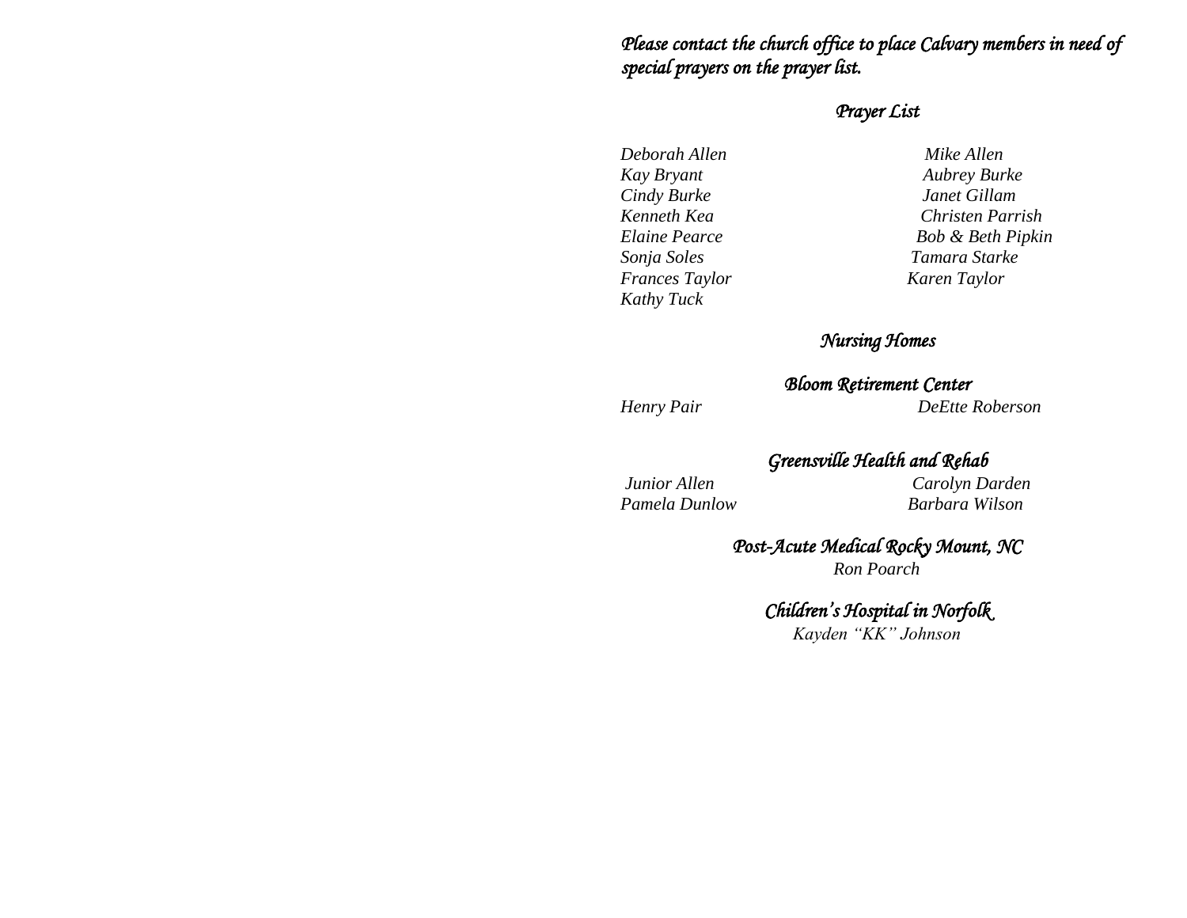*Please contact the church office to place Calvary members in need of special prayers on the prayer list.*

## *Prayer List*

| | |
|---|---|
| *Deborah Allen* | *Mike Allen* |
| *Kay Bryant* | *Aubrey Burke* |
| *Cindy Burke* | *Janet Gillam* |
| *Kenneth Kea* | *Christen Parrish* |
| *Elaine Pearce* | *Bob & Beth Pipkin* |
| *Sonja Soles* | *Tamara Starke* |
| *Frances Taylor* | *Karen Taylor* |
| *Kathy Tuck* | |

## *Nursing Homes*

### *Bloom Retirement Center*

| | |
|---|---|
| *Henry Pair* | *DeEtte Roberson* |

### *Greensville Health and Rehab*

| | |
|---|---|
| *Junior Allen* | *Carolyn Darden* |
| *Pamela Dunlow* | *Barbara Wilson* |

### *Post-Acute Medical Rocky Mount, NC*

*Ron Poarch*

### *Children's Hospital in Norfolk*

*Kayden "KK" Johnson*